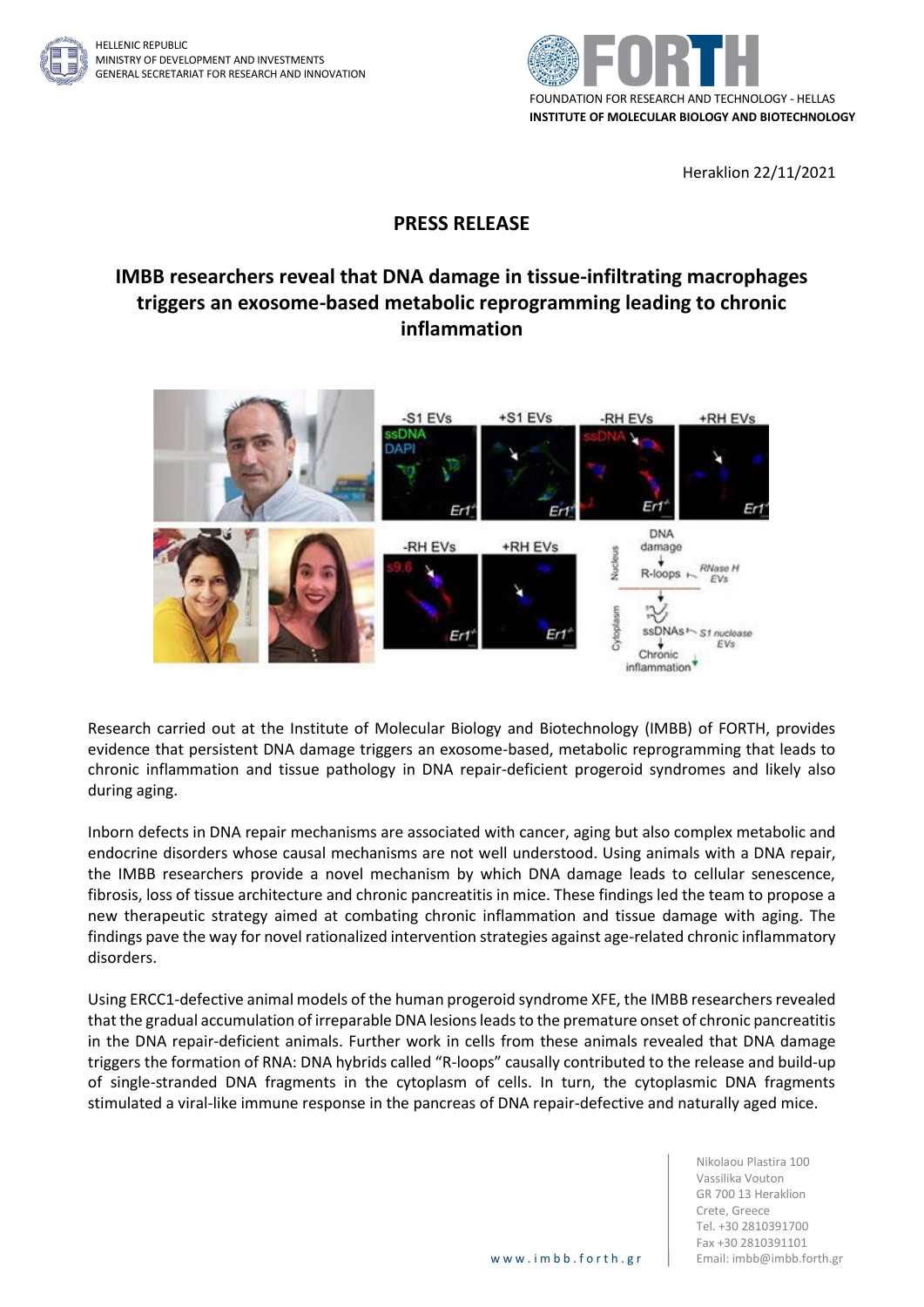HELLENIC REPUBLIC
MINISTRY OF DEVELOPMENT AND INVESTMENTS
GENERAL SECRETARIAT FOR RESEARCH AND INNOVATION

FOUNDATION FOR RESEARCH AND TECHNOLOGY - HELLAS
**INSTITUTE OF MOLECULAR BIOLOGY AND BIOTECHNOLOGY**

Heraklion 22/11/2021

## PRESS RELEASE

# IMBB researchers reveal that DNA damage in tissue-infiltrating macrophages triggers an exosome-based metabolic reprogramming leading to chronic inflammation

Research carried out at the Institute of Molecular Biology and Biotechnology (IMBB) of FORTH, provides evidence that persistent DNA damage triggers an exosome-based, metabolic reprogramming that leads to chronic inflammation and tissue pathology in DNA repair-deficient progeroid syndromes and likely also during aging.

Inborn defects in DNA repair mechanisms are associated with cancer, aging but also complex metabolic and endocrine disorders whose causal mechanisms are not well understood. Using animals with a DNA repair, the IMBB researchers provide a novel mechanism by which DNA damage leads to cellular senescence, fibrosis, loss of tissue architecture and chronic pancreatitis in mice. These findings led the team to propose a new therapeutic strategy aimed at combating chronic inflammation and tissue damage with aging. The findings pave the way for novel rationalized intervention strategies against age-related chronic inflammatory disorders.

Using ERCC1-defective animal models of the human progeroid syndrome XFE, the IMBB researchers revealed that the gradual accumulation of irreparable DNA lesions leads to the premature onset of chronic pancreatitis in the DNA repair-deficient animals. Further work in cells from these animals revealed that DNA damage triggers the formation of RNA: DNA hybrids called "R-loops" causally contributed to the release and build-up of single-stranded DNA fragments in the cytoplasm of cells. In turn, the cytoplasmic DNA fragments stimulated a viral-like immune response in the pancreas of DNA repair-defective and naturally aged mice.

Nikolaou Plastira 100
Vassilika Vouton
GR 700 13 Heraklion
Crete, Greece
Tel. +30 2810391700
Fax +30 2810391101
Email: imbb@imbb.forth.gr

www.imbb.forth.gr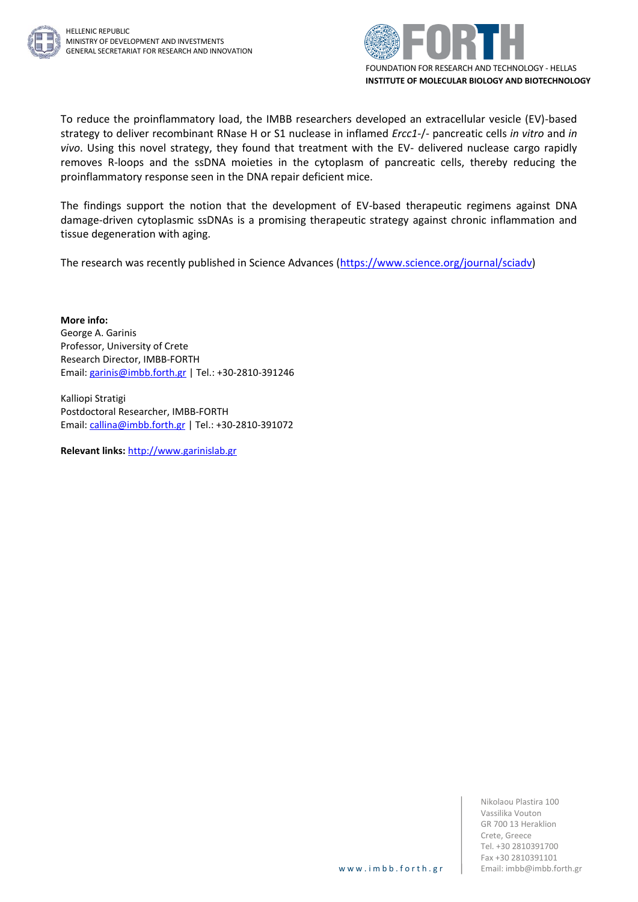To reduce the proinflammatory load, the IMBB researchers developed an extracellular vesicle (EV)-based strategy to deliver recombinant RNase H or S1 nuclease in inflamed *Ercc1*-/- pancreatic cells *in vitro* and *in vivo*. Using this novel strategy, they found that treatment with the EV- delivered nuclease cargo rapidly removes R-loops and the ssDNA moieties in the cytoplasm of pancreatic cells, thereby reducing the proinflammatory response seen in the DNA repair deficient mice.

The findings support the notion that the development of EV-based therapeutic regimens against DNA damage-driven cytoplasmic ssDNAs is a promising therapeutic strategy against chronic inflammation and tissue degeneration with aging.

The research was recently published in Science Advances (https://www.science.org/journal/sciadv)

**More info:**
George A. Garinis
Professor, University of Crete
Research Director, IMBB-FORTH
Email: garinis@imbb.forth.gr | Tel.: +30-2810-391246

Kalliopi Stratigi
Postdoctoral Researcher, IMBB-FORTH
Email: callina@imbb.forth.gr | Tel.: +30-2810-391072

**Relevant links:** http://www.garinislab.gr